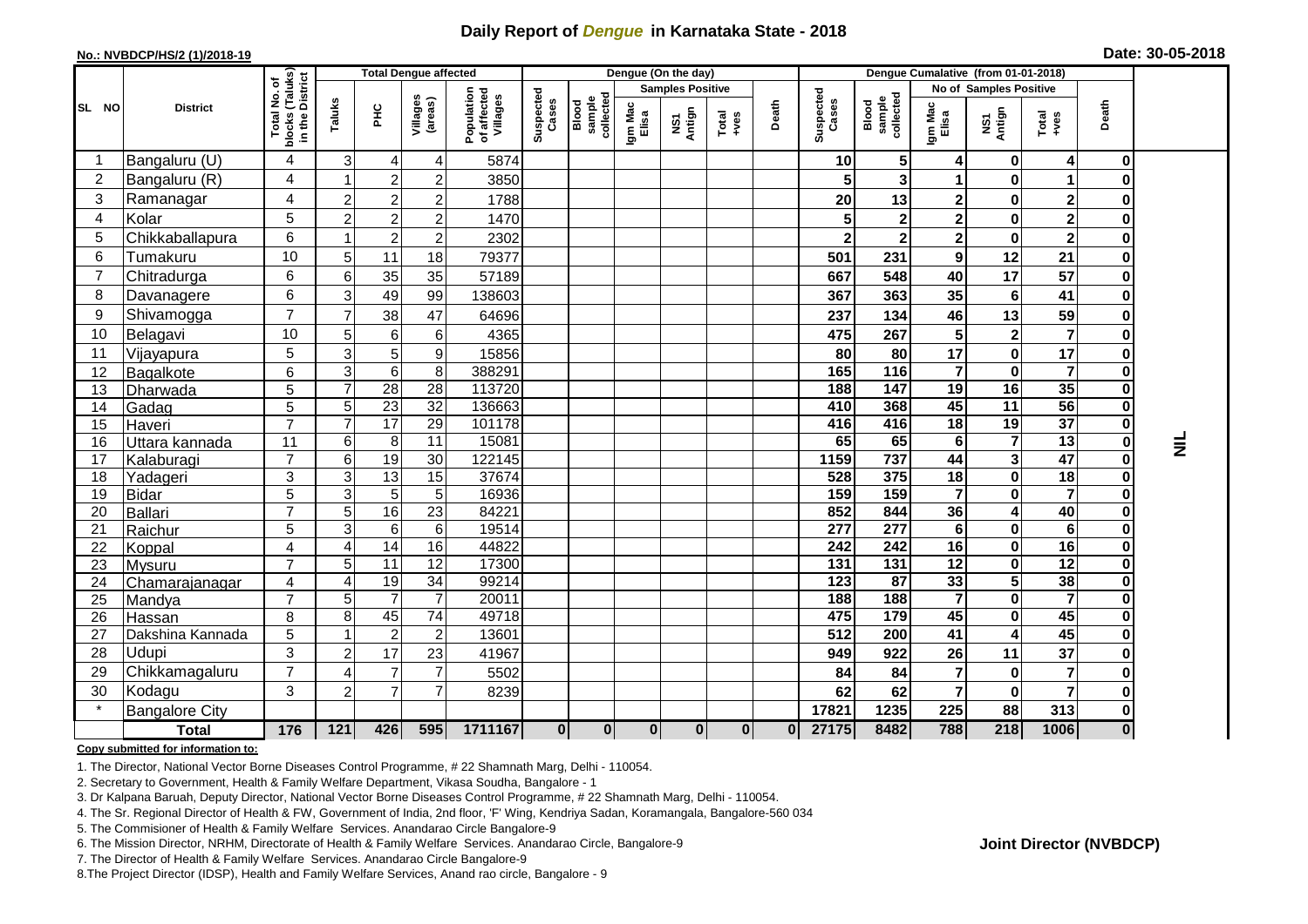# Daily Report of *Dengue* in Karnataka State - 2018

**No.: NVBDCP/HS/2 (1)/2018-19**

**Date: 30-05-2018**

| SL NO | District | Total No. of blocks (Taluks) in the District | Total Dengue affected | | | | Dengue (On the day) | | | | | | | Dengue Cumalative (from 01-01-2018) | | | | | | | |
|---|---|---|---|---|---|---|---|---|---|---|---|---|---|---|---|---|---|---|---|---|
| | | | Taluks | PHC | Villages (areas) | Population of affected Villages | Suspected Cases | Blood sample collected | Samples Positive | | | Death | Suspected Cases | Blood sample collected | No of Samples Positive | | | Death | |
| | | | | | | | | | Igm Mac Elisa | NS1 Antign | Total +ves | | | | Igm Mac Elisa | NS1 Antign | Total +ves | | |
| 1 | Bangaluru (U) | 4 | 3 | 4 | 4 | 5874 | | | | | | | 10 | 5 | 4 | 0 | 4 | 0 | NIL |
| 2 | Bangaluru (R) | 4 | 1 | 2 | 2 | 3850 | | | | | | | 5 | 3 | 1 | 0 | 1 | 0 | |
| 3 | Ramanagar | 4 | 2 | 2 | 2 | 1788 | | | | | | | 20 | 13 | 2 | 0 | 2 | 0 | |
| 4 | Kolar | 5 | 2 | 2 | 2 | 1470 | | | | | | | 5 | 2 | 2 | 0 | 2 | 0 | |
| 5 | Chikkaballapura | 6 | 1 | 2 | 2 | 2302 | | | | | | | 2 | 2 | 2 | 0 | 2 | 0 | |
| 6 | Tumakuru | 10 | 5 | 11 | 18 | 79377 | | | | | | | 501 | 231 | 9 | 12 | 21 | 0 | |
| 7 | Chitradurga | 6 | 6 | 35 | 35 | 57189 | | | | | | | 667 | 548 | 40 | 17 | 57 | 0 | |
| 8 | Davanagere | 6 | 3 | 49 | 99 | 138603 | | | | | | | 367 | 363 | 35 | 6 | 41 | 0 | |
| 9 | Shivamogga | 7 | 7 | 38 | 47 | 64696 | | | | | | | 237 | 134 | 46 | 13 | 59 | 0 | |
| 10 | Belagavi | 10 | 5 | 6 | 6 | 4365 | | | | | | | 475 | 267 | 5 | 2 | 7 | 0 | |
| 11 | Vijayapura | 5 | 3 | 5 | 9 | 15856 | | | | | | | 80 | 80 | 17 | 0 | 17 | 0 | |
| 12 | Bagalkote | 6 | 3 | 6 | 8 | 388291 | | | | | | | 165 | 116 | 7 | 0 | 7 | 0 | |
| 13 | Dharwada | 5 | 7 | 28 | 28 | 113720 | | | | | | | 188 | 147 | 19 | 16 | 35 | 0 | |
| 14 | Gadag | 5 | 5 | 23 | 32 | 136663 | | | | | | | 410 | 368 | 45 | 11 | 56 | 0 | |
| 15 | Haveri | 7 | 7 | 17 | 29 | 101178 | | | | | | | 416 | 416 | 18 | 19 | 37 | 0 | |
| 16 | Uttara kannada | 11 | 6 | 8 | 11 | 15081 | | | | | | | 65 | 65 | 6 | 7 | 13 | 0 | |
| 17 | Kalaburagi | 7 | 6 | 19 | 30 | 122145 | | | | | | | 1159 | 737 | 44 | 3 | 47 | 0 | |
| 18 | Yadageri | 3 | 3 | 13 | 15 | 37674 | | | | | | | 528 | 375 | 18 | 0 | 18 | 0 | |
| 19 | Bidar | 5 | 3 | 5 | 5 | 16936 | | | | | | | 159 | 159 | 7 | 0 | 7 | 0 | |
| 20 | Ballari | 7 | 5 | 16 | 23 | 84221 | | | | | | | 852 | 844 | 36 | 4 | 40 | 0 | |
| 21 | Raichur | 5 | 3 | 6 | 6 | 19514 | | | | | | | 277 | 277 | 6 | 0 | 6 | 0 | |
| 22 | Koppal | 4 | 4 | 14 | 16 | 44822 | | | | | | | 242 | 242 | 16 | 0 | 16 | 0 | |
| 23 | Mysuru | 7 | 5 | 11 | 12 | 17300 | | | | | | | 131 | 131 | 12 | 0 | 12 | 0 | |
| 24 | Chamarajanagar | 4 | 4 | 19 | 34 | 99214 | | | | | | | 123 | 87 | 33 | 5 | 38 | 0 | |
| 25 | Mandya | 7 | 5 | 7 | 7 | 20011 | | | | | | | 188 | 188 | 7 | 0 | 7 | 0 | |
| 26 | Hassan | 8 | 8 | 45 | 74 | 49718 | | | | | | | 475 | 179 | 45 | 0 | 45 | 0 | |
| 27 | Dakshina Kannada | 5 | 1 | 2 | 2 | 13601 | | | | | | | 512 | 200 | 41 | 4 | 45 | 0 | |
| 28 | Udupi | 3 | 2 | 17 | 23 | 41967 | | | | | | | 949 | 922 | 26 | 11 | 37 | 0 | |
| 29 | Chikkamagaluru | 7 | 4 | 7 | 7 | 5502 | | | | | | | 84 | 84 | 7 | 0 | 7 | 0 | |
| 30 | Kodagu | 3 | 2 | 7 | 7 | 8239 | | | | | | | 62 | 62 | 7 | 0 | 7 | 0 | |
| * | Bangalore City | | | | | | | | | | | | 17821 | 1235 | 225 | 88 | 313 | 0 | |
| | **Total** | **176** | **121** | **426** | **595** | **1711167** | **0** | **0** | **0** | **0** | **0** | **0** | **27175** | **8482** | **788** | **218** | **1006** | **0** | |

**Copy submitted for information to:**

1. The Director, National Vector Borne Diseases Control Programme, # 22 Shamnath Marg, Delhi - 110054.
2. Secretary to Government, Health & Family Welfare Department, Vikasa Soudha, Bangalore - 1
3. Dr Kalpana Baruah, Deputy Director, National Vector Borne Diseases Control Programme, # 22 Shamnath Marg, Delhi - 110054.
4. The Sr. Regional Director of Health & FW, Government of India, 2nd floor, 'F' Wing, Kendriya Sadan, Koramangala, Bangalore-560 034
5. The Commisioner of Health & Family Welfare Services. Anandarao Circle Bangalore-9
6. The Mission Director, NRHM, Directorate of Health & Family Welfare Services. Anandarao Circle, Bangalore-9
7. The Director of Health & Family Welfare Services. Anandarao Circle Bangalore-9
8. The Project Director (IDSP), Health and Family Welfare Services, Anand rao circle, Bangalore - 9

**Joint Director (NVBDCP)**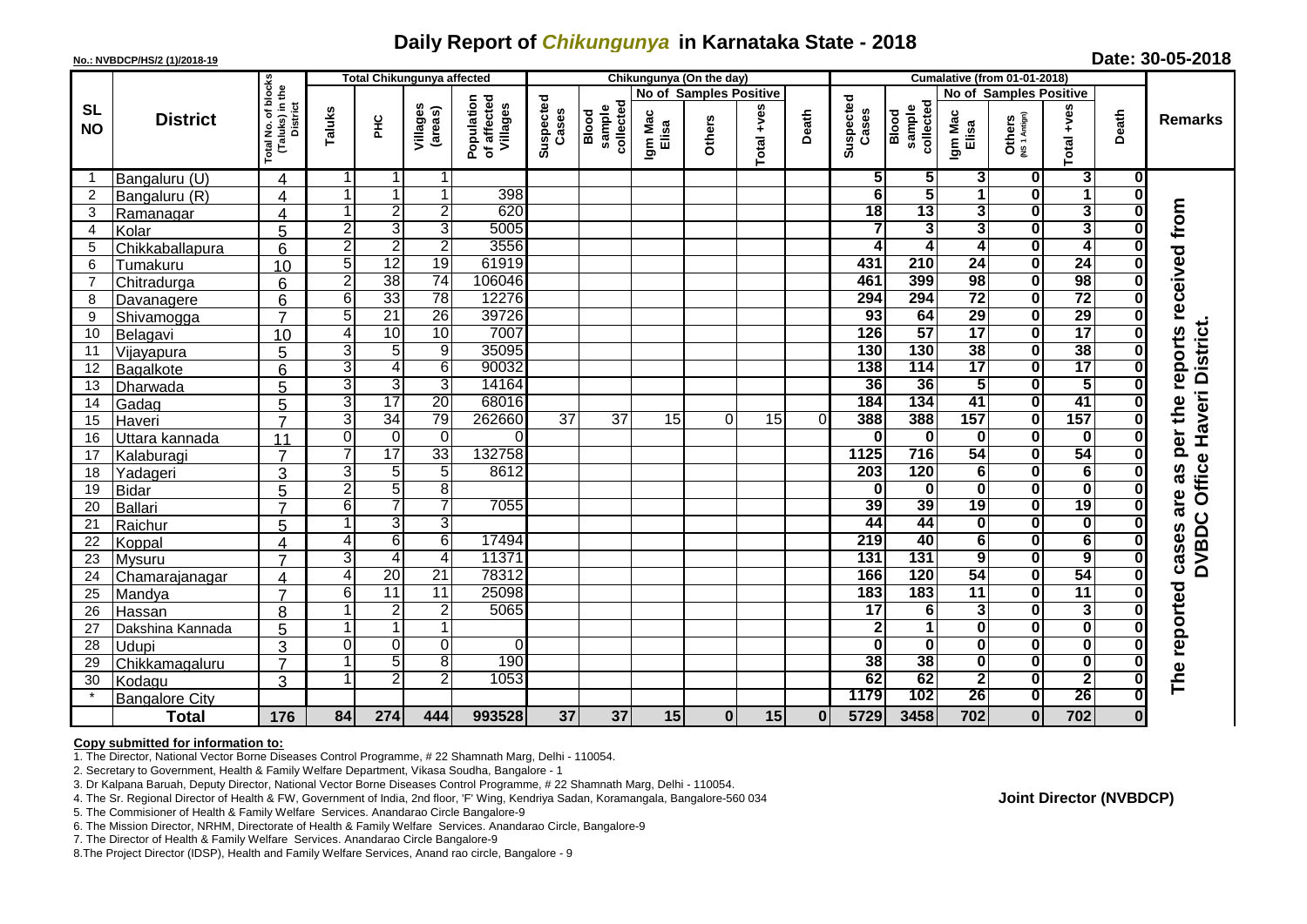# Daily Report of *Chikungunya* in Karnataka State - 2018

**No.: NVBDCP/HS/2 (1)/2018-19**

**Date: 30-05-2018**

| SL NO | District | Total No. of blocks (Taluks) in the District | Total Chikungunya affected | | | | Chikungunya (On the day) | | | | | | | Cumalative (from 01-01-2018) | | | | | | Remarks |
|---|---|---|---|---|---|---|---|---|---|---|---|---|---|---|---|---|---|---|---|---|
| | | | | | | | | | No of Samples Positive | | | | | | No of Samples Positive | | | | | |
| | | | Taluks | PHC | Villages (areas) | Population of affected Villages | Suspected Cases | Blood sample collected | Igm Mac Elisa | Others | Total +ves | Death | Suspected Cases | Blood sample collected | Igm Mac Elisa | Others (NS 1 Antign) | Total +ves | Death | |
| 1 | Bangaluru (U) | 4 | 1 | 1 | 1 | | | | | | | | 5 | 5 | 3 | 0 | 3 | 0 | The reported cases are as per the reports received from DVBDC Office Haveri District. |
| 2 | Bangaluru (R) | 4 | 1 | 1 | 1 | 398 | | | | | | | 6 | 5 | 1 | 0 | 1 | 0 | |
| 3 | Ramanagar | 4 | 1 | 2 | 2 | 620 | | | | | | | 18 | 13 | 3 | 0 | 3 | 0 | |
| 4 | Kolar | 5 | 2 | 3 | 3 | 5005 | | | | | | | 7 | 3 | 3 | 0 | 3 | 0 | |
| 5 | Chikkaballapura | 6 | 2 | 2 | 2 | 3556 | | | | | | | 4 | 4 | 4 | 0 | 4 | 0 | |
| 6 | Tumakuru | 10 | 5 | 12 | 19 | 61919 | | | | | | | 431 | 210 | 24 | 0 | 24 | 0 | |
| 7 | Chitradurga | 6 | 2 | 38 | 74 | 106046 | | | | | | | 461 | 399 | 98 | 0 | 98 | 0 | |
| 8 | Davanagere | 6 | 6 | 33 | 78 | 12276 | | | | | | | 294 | 294 | 72 | 0 | 72 | 0 | |
| 9 | Shivamogga | 7 | 5 | 21 | 26 | 39726 | | | | | | | 93 | 64 | 29 | 0 | 29 | 0 | |
| 10 | Belagavi | 10 | 4 | 10 | 10 | 7007 | | | | | | | 126 | 57 | 17 | 0 | 17 | 0 | |
| 11 | Vijayapura | 5 | 3 | 5 | 9 | 35095 | | | | | | | 130 | 130 | 38 | 0 | 38 | 0 | |
| 12 | Bagalkote | 6 | 3 | 4 | 6 | 90032 | | | | | | | 138 | 114 | 17 | 0 | 17 | 0 | |
| 13 | Dharwada | 5 | 3 | 3 | 3 | 14164 | | | | | | | 36 | 36 | 5 | 0 | 5 | 0 | |
| 14 | Gadag | 5 | 3 | 17 | 20 | 68016 | | | | | | | 184 | 134 | 41 | 0 | 41 | 0 | |
| 15 | Haveri | 7 | 3 | 34 | 79 | 262660 | 37 | 37 | 15 | 0 | 15 | 0 | 388 | 388 | 157 | 0 | 157 | 0 | |
| 16 | Uttara kannada | 11 | 0 | 0 | 0 | 0 | | | | | | | 0 | 0 | 0 | 0 | 0 | 0 | |
| 17 | Kalaburagi | 7 | 7 | 17 | 33 | 132758 | | | | | | | 1125 | 716 | 54 | 0 | 54 | 0 | |
| 18 | Yadageri | 3 | 3 | 5 | 5 | 8612 | | | | | | | 203 | 120 | 6 | 0 | 6 | 0 | |
| 19 | Bidar | 5 | 2 | 5 | 8 | | | | | | | | 0 | 0 | 0 | 0 | 0 | 0 | |
| 20 | Ballari | 7 | 6 | 7 | 7 | 7055 | | | | | | | 39 | 39 | 19 | 0 | 19 | 0 | |
| 21 | Raichur | 5 | 1 | 3 | 3 | | | | | | | | 44 | 44 | 0 | 0 | 0 | 0 | |
| 22 | Koppal | 4 | 4 | 6 | 6 | 17494 | | | | | | | 219 | 40 | 6 | 0 | 6 | 0 | |
| 23 | Mysuru | 7 | 3 | 4 | 4 | 11371 | | | | | | | 131 | 131 | 9 | 0 | 9 | 0 | |
| 24 | Chamarajanagar | 4 | 4 | 20 | 21 | 78312 | | | | | | | 166 | 120 | 54 | 0 | 54 | 0 | |
| 25 | Mandya | 7 | 6 | 11 | 11 | 25098 | | | | | | | 183 | 183 | 11 | 0 | 11 | 0 | |
| 26 | Hassan | 8 | 1 | 2 | 2 | 5065 | | | | | | | 17 | 6 | 3 | 0 | 3 | 0 | |
| 27 | Dakshina Kannada | 5 | 1 | 1 | 1 | | | | | | | | 2 | 1 | 0 | 0 | 0 | 0 | |
| 28 | Udupi | 3 | 0 | 0 | 0 | 0 | | | | | | | 0 | 0 | 0 | 0 | 0 | 0 | |
| 29 | Chikkamagaluru | 7 | 1 | 5 | 8 | 190 | | | | | | | 38 | 38 | 0 | 0 | 0 | 0 | |
| 30 | Kodagu | 3 | 1 | 2 | 2 | 1053 | | | | | | | 62 | 62 | 2 | 0 | 2 | 0 | |
| * | Bangalore City | | | | | | | | | | | | 1179 | 102 | 26 | 0 | 26 | 0 | |
| | **Total** | **176** | **84** | **274** | **444** | **993528** | **37** | **37** | **15** | **0** | **15** | **0** | **5729** | **3458** | **702** | **0** | **702** | **0** | |

**Copy submitted for information to:**

1. The Director, National Vector Borne Diseases Control Programme, # 22 Shamnath Marg, Delhi - 110054.
2. Secretary to Government, Health & Family Welfare Department, Vikasa Soudha, Bangalore - 1
3. Dr Kalpana Baruah, Deputy Director, National Vector Borne Diseases Control Programme, # 22 Shamnath Marg, Delhi - 110054.
4. The Sr. Regional Director of Health & FW, Government of India, 2nd floor, 'F' Wing, Kendriya Sadan, Koramangala, Bangalore-560 034
5. The Commisioner of Health & Family Welfare Services. Anandarao Circle Bangalore-9
6. The Mission Director, NRHM, Directorate of Health & Family Welfare Services. Anandarao Circle, Bangalore-9
7. The Director of Health & Family Welfare Services. Anandarao Circle Bangalore-9
8. The Project Director (IDSP), Health and Family Welfare Services, Anand rao circle, Bangalore - 9

**Joint Director (NVBDCP)**